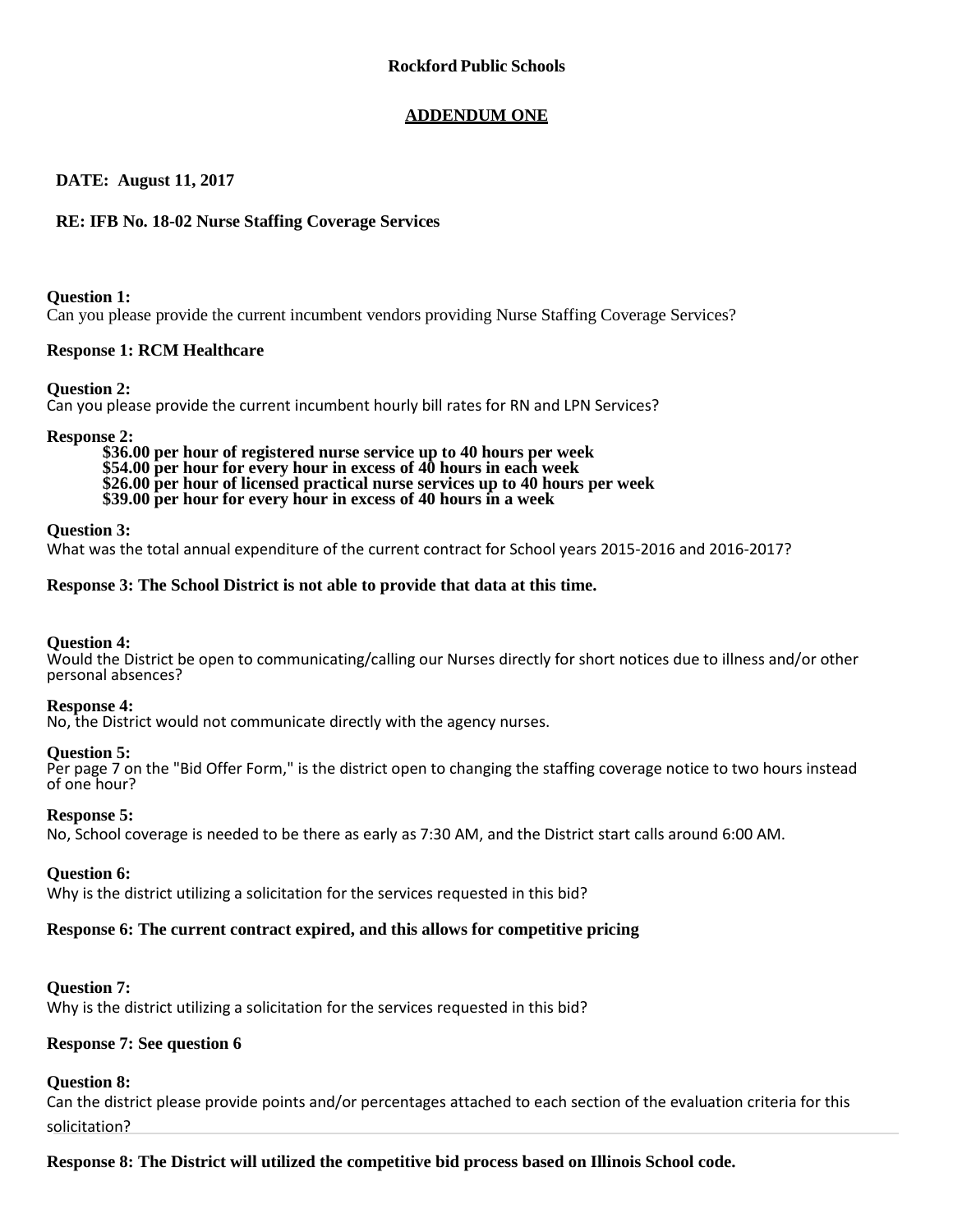**Rockford Public Schools**

**ADDENDUM ONE**

**DATE: August 11, 2017**

**RE: IFB No. 18-02 Nurse Staffing Coverage Services**

**Question 1:**
Can you please provide the current incumbent vendors providing Nurse Staffing Coverage Services?

**Response 1: RCM Healthcare**

**Question 2:**
Can you please provide the current incumbent hourly bill rates for RN and LPN Services?

**Response 2:**

**$36.00 per hour of registered nurse service up to 40 hours per week**
**$54.00 per hour for every hour in excess of 40 hours in each week**
**$26.00 per hour of licensed practical nurse services up to 40 hours per week**
**$39.00 per hour for every hour in excess of 40 hours in a week**

**Question 3:**
What was the total annual expenditure of the current contract for School years 2015-2016 and 2016-2017?

**Response 3: The School District is not able to provide that data at this time.**

**Question 4:**
Would the District be open to communicating/calling our Nurses directly for short notices due to illness and/or other personal absences?

**Response 4:**
No, the District would not communicate directly with the agency nurses.

**Question 5:**
Per page 7 on the "Bid Offer Form," is the district open to changing the staffing coverage notice to two hours instead of one hour?

**Response 5:**
No, School coverage is needed to be there as early as 7:30 AM, and the District start calls around 6:00 AM.

**Question 6:**
Why is the district utilizing a solicitation for the services requested in this bid?

**Response 6: The current contract expired, and this allows for competitive pricing**

**Question 7:**
Why is the district utilizing a solicitation for the services requested in this bid?

**Response 7: See question 6**

**Question 8:**
Can the district please provide points and/or percentages attached to each section of the evaluation criteria for this solicitation?

**Response 8: The District will utilized the competitive bid process based on Illinois School code.**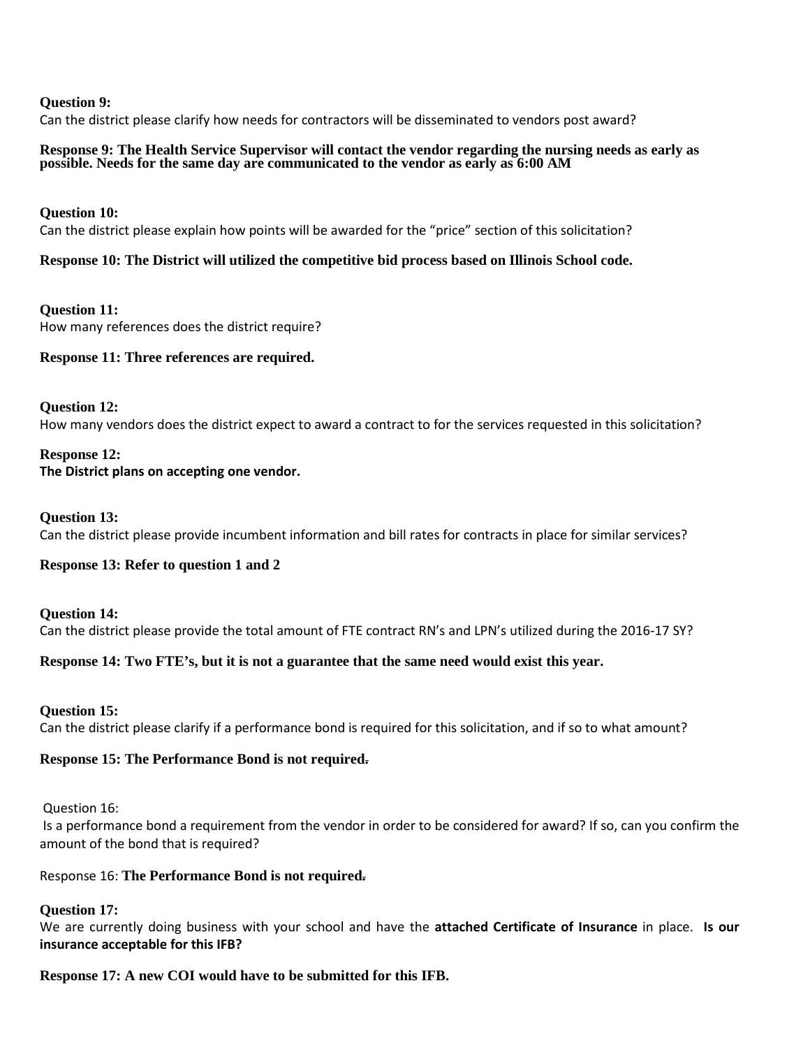**Question 9:**
Can the district please clarify how needs for contractors will be disseminated to vendors post award?

**Response 9: The Health Service Supervisor will contact the vendor regarding the nursing needs as early as possible. Needs for the same day are communicated to the vendor as early as 6:00 AM**

**Question 10:**
Can the district please explain how points will be awarded for the "price" section of this solicitation?

**Response 10: The District will utilized the competitive bid process based on Illinois School code.**

**Question 11:**
How many references does the district require?

**Response 11: Three references are required.**

**Question 12:**
How many vendors does the district expect to award a contract to for the services requested in this solicitation?

**Response 12:**
**The District plans on accepting one vendor.**

**Question 13:**
Can the district please provide incumbent information and bill rates for contracts in place for similar services?

**Response 13: Refer to question 1 and 2**

**Question 14:**
Can the district please provide the total amount of FTE contract RN's and LPN's utilized during the 2016-17 SY?

**Response 14: Two FTE's, but it is not a guarantee that the same need would exist this year.**

**Question 15:**
Can the district please clarify if a performance bond is required for this solicitation, and if so to what amount?

**Response 15: The Performance Bond is not required.**

Question 16:
Is a performance bond a requirement from the vendor in order to be considered for award? If so, can you confirm the amount of the bond that is required?

Response 16: **The Performance Bond is not required.**

**Question 17:**
We are currently doing business with your school and have the **attached Certificate of Insurance** in place. **Is our insurance acceptable for this IFB?**

**Response 17: A new COI would have to be submitted for this IFB.**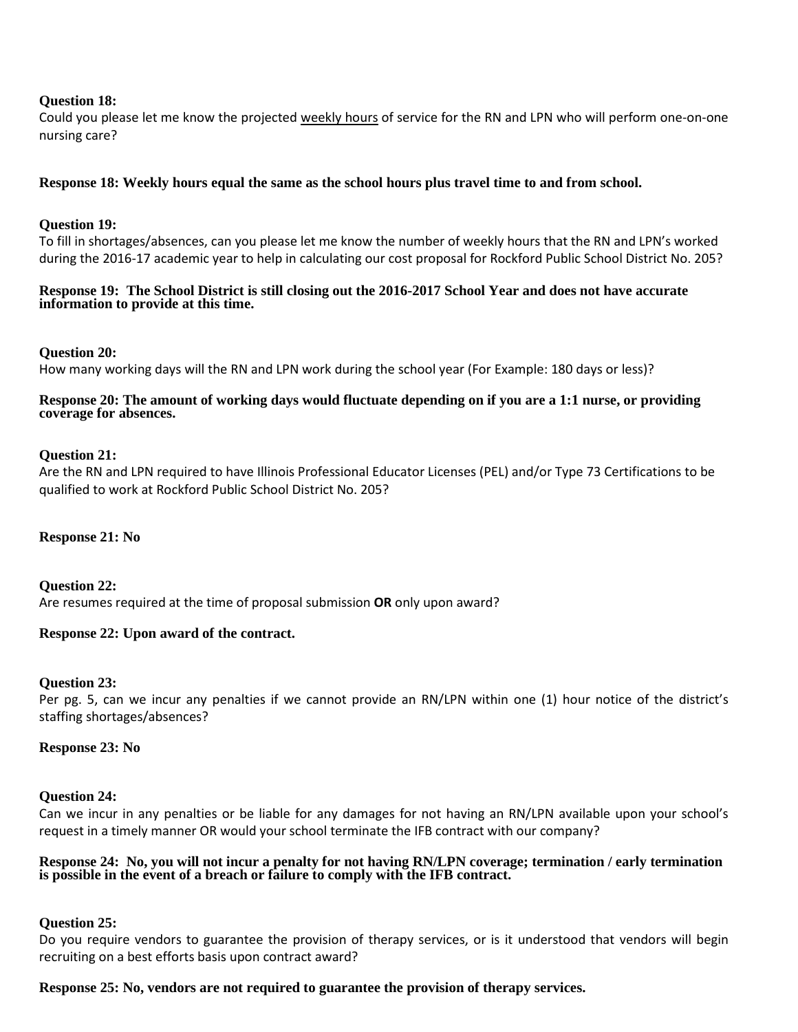**Question 18:**
Could you please let me know the projected weekly hours of service for the RN and LPN who will perform one-on-one nursing care?

**Response 18: Weekly hours equal the same as the school hours plus travel time to and from school.**

**Question 19:**
To fill in shortages/absences, can you please let me know the number of weekly hours that the RN and LPN's worked during the 2016-17 academic year to help in calculating our cost proposal for Rockford Public School District No. 205?

**Response 19: The School District is still closing out the 2016-2017 School Year and does not have accurate information to provide at this time.**

**Question 20:**
How many working days will the RN and LPN work during the school year (For Example: 180 days or less)?

**Response 20: The amount of working days would fluctuate depending on if you are a 1:1 nurse, or providing coverage for absences.**

**Question 21:**
Are the RN and LPN required to have Illinois Professional Educator Licenses (PEL) and/or Type 73 Certifications to be qualified to work at Rockford Public School District No. 205?

**Response 21: No**

**Question 22:**
Are resumes required at the time of proposal submission **OR** only upon award?

**Response 22: Upon award of the contract.**

**Question 23:**
Per pg. 5, can we incur any penalties if we cannot provide an RN/LPN within one (1) hour notice of the district's staffing shortages/absences?

**Response 23: No**

**Question 24:**
Can we incur in any penalties or be liable for any damages for not having an RN/LPN available upon your school's request in a timely manner OR would your school terminate the IFB contract with our company?

**Response 24: No, you will not incur a penalty for not having RN/LPN coverage; termination / early termination is possible in the event of a breach or failure to comply with the IFB contract.**

**Question 25:**
Do you require vendors to guarantee the provision of therapy services, or is it understood that vendors will begin recruiting on a best efforts basis upon contract award?

**Response 25: No, vendors are not required to guarantee the provision of therapy services.**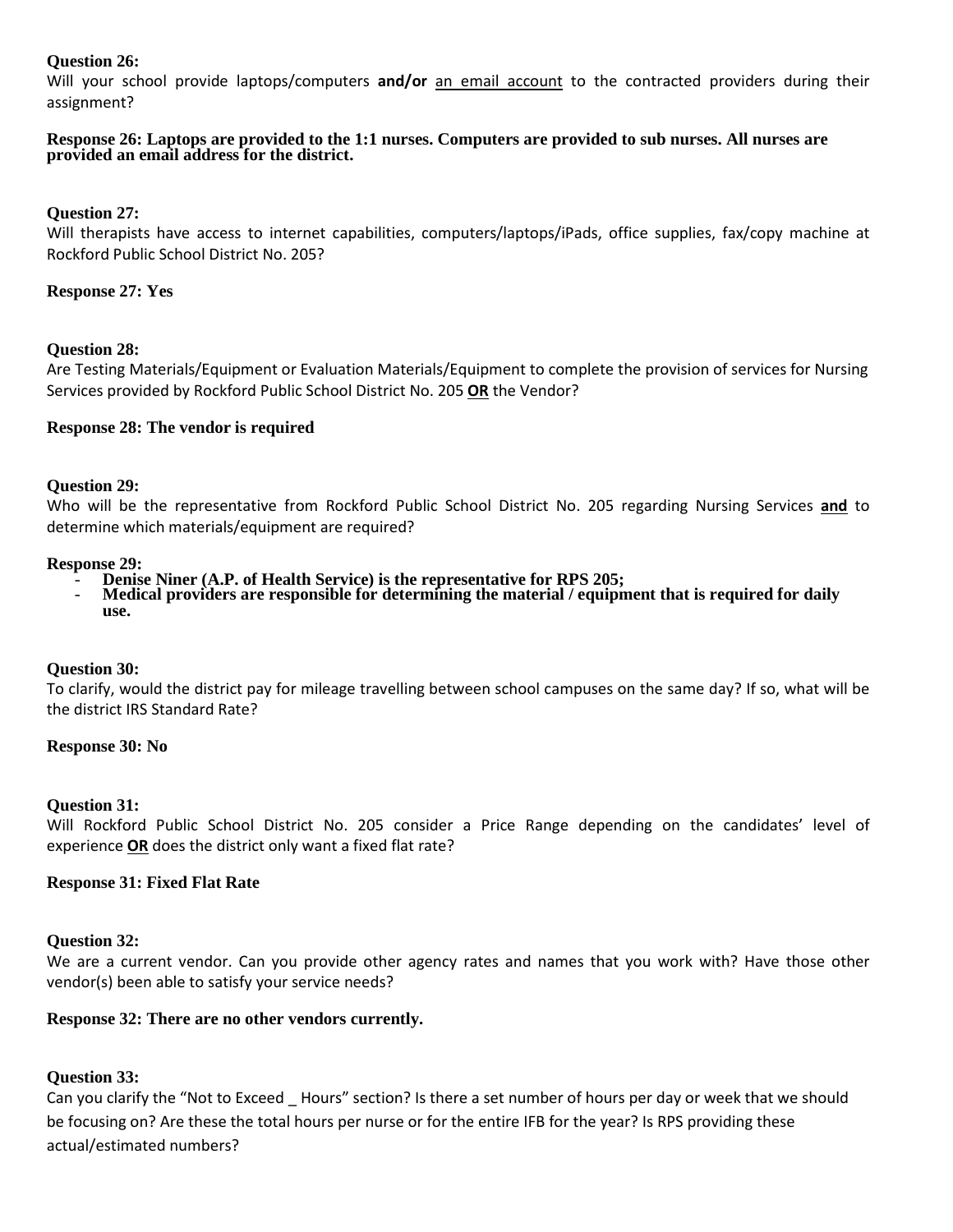**Question 26:**
Will your school provide laptops/computers **and/or** an email account to the contracted providers during their assignment?

**Response 26: Laptops are provided to the 1:1 nurses. Computers are provided to sub nurses. All nurses are provided an email address for the district.**

**Question 27:**
Will therapists have access to internet capabilities, computers/laptops/iPads, office supplies, fax/copy machine at Rockford Public School District No. 205?

**Response 27: Yes**

**Question 28:**
Are Testing Materials/Equipment or Evaluation Materials/Equipment to complete the provision of services for Nursing Services provided by Rockford Public School District No. 205 **OR** the Vendor?

**Response 28: The vendor is required**

**Question 29:**
Who will be the representative from Rockford Public School District No. 205 regarding Nursing Services **and** to determine which materials/equipment are required?

**Response 29:**

- **Denise Niner (A.P. of Health Service) is the representative for RPS 205;**
- **Medical providers are responsible for determining the material / equipment that is required for daily use.**

**Question 30:**
To clarify, would the district pay for mileage travelling between school campuses on the same day? If so, what will be the district IRS Standard Rate?

**Response 30: No**

**Question 31:**
Will Rockford Public School District No. 205 consider a Price Range depending on the candidates' level of experience **OR** does the district only want a fixed flat rate?

**Response 31: Fixed Flat Rate**

**Question 32:**
We are a current vendor. Can you provide other agency rates and names that you work with? Have those other vendor(s) been able to satisfy your service needs?

**Response 32: There are no other vendors currently.**

**Question 33:**
Can you clarify the "Not to Exceed _ Hours" section? Is there a set number of hours per day or week that we should be focusing on? Are these the total hours per nurse or for the entire IFB for the year? Is RPS providing these actual/estimated numbers?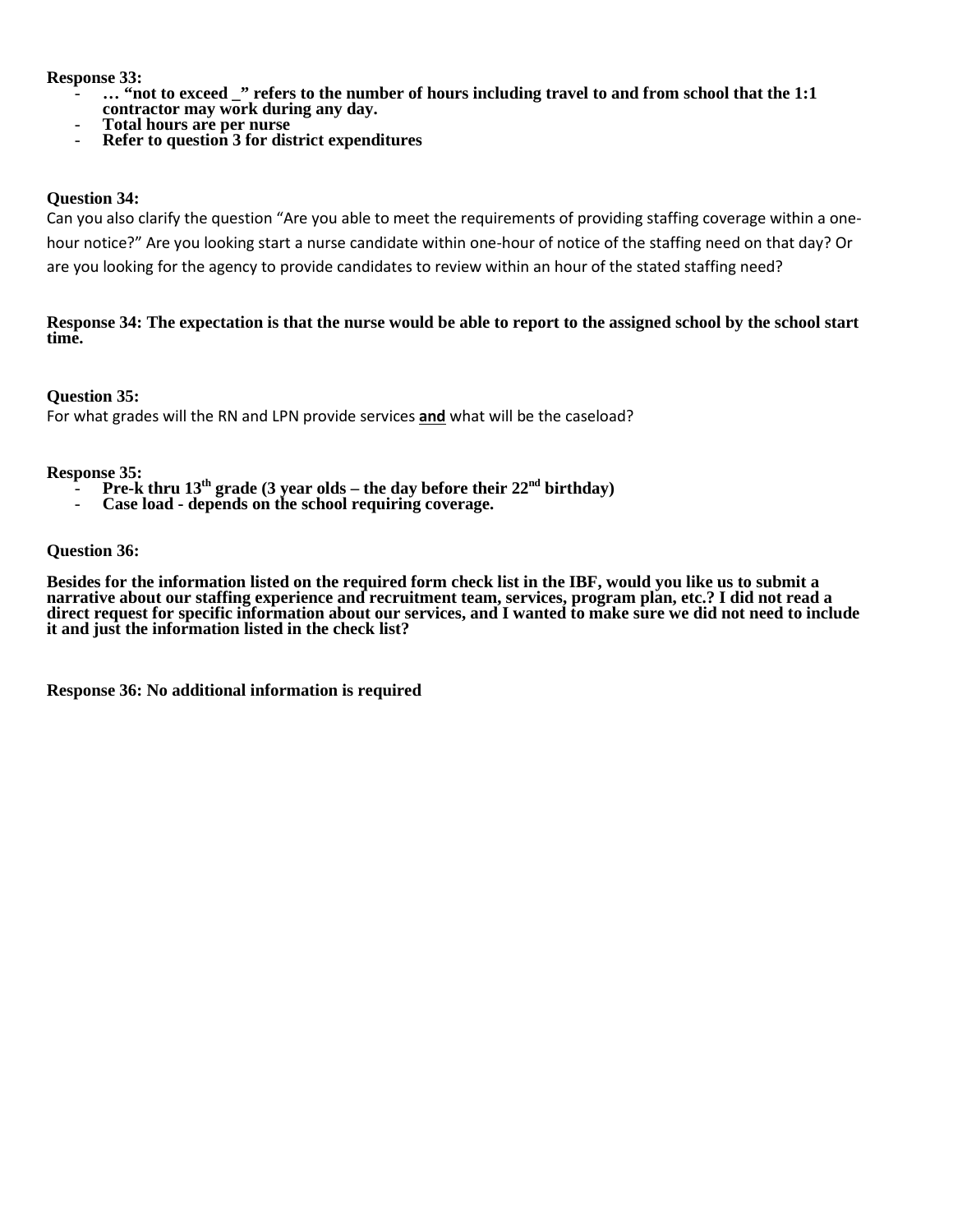**Response 33:**

- **… "not to exceed _" refers to the number of hours including travel to and from school that the 1:1 contractor may work during any day.**
- **Total hours are per nurse**
- **Refer to question 3 for district expenditures**

**Question 34:**

Can you also clarify the question "Are you able to meet the requirements of providing staffing coverage within a one-hour notice?" Are you looking start a nurse candidate within one-hour of notice of the staffing need on that day? Or are you looking for the agency to provide candidates to review within an hour of the stated staffing need?

**Response 34: The expectation is that the nurse would be able to report to the assigned school by the school start time.**

**Question 35:**

For what grades will the RN and LPN provide services **and** what will be the caseload?

**Response 35:**

- **Pre-k thru 13th grade (3 year olds – the day before their 22nd birthday)**
- **Case load - depends on the school requiring coverage.**

**Question 36:**

**Besides for the information listed on the required form check list in the IBF, would you like us to submit a narrative about our staffing experience and recruitment team, services, program plan, etc.? I did not read a direct request for specific information about our services, and I wanted to make sure we did not need to include it and just the information listed in the check list?**

**Response 36: No additional information is required**